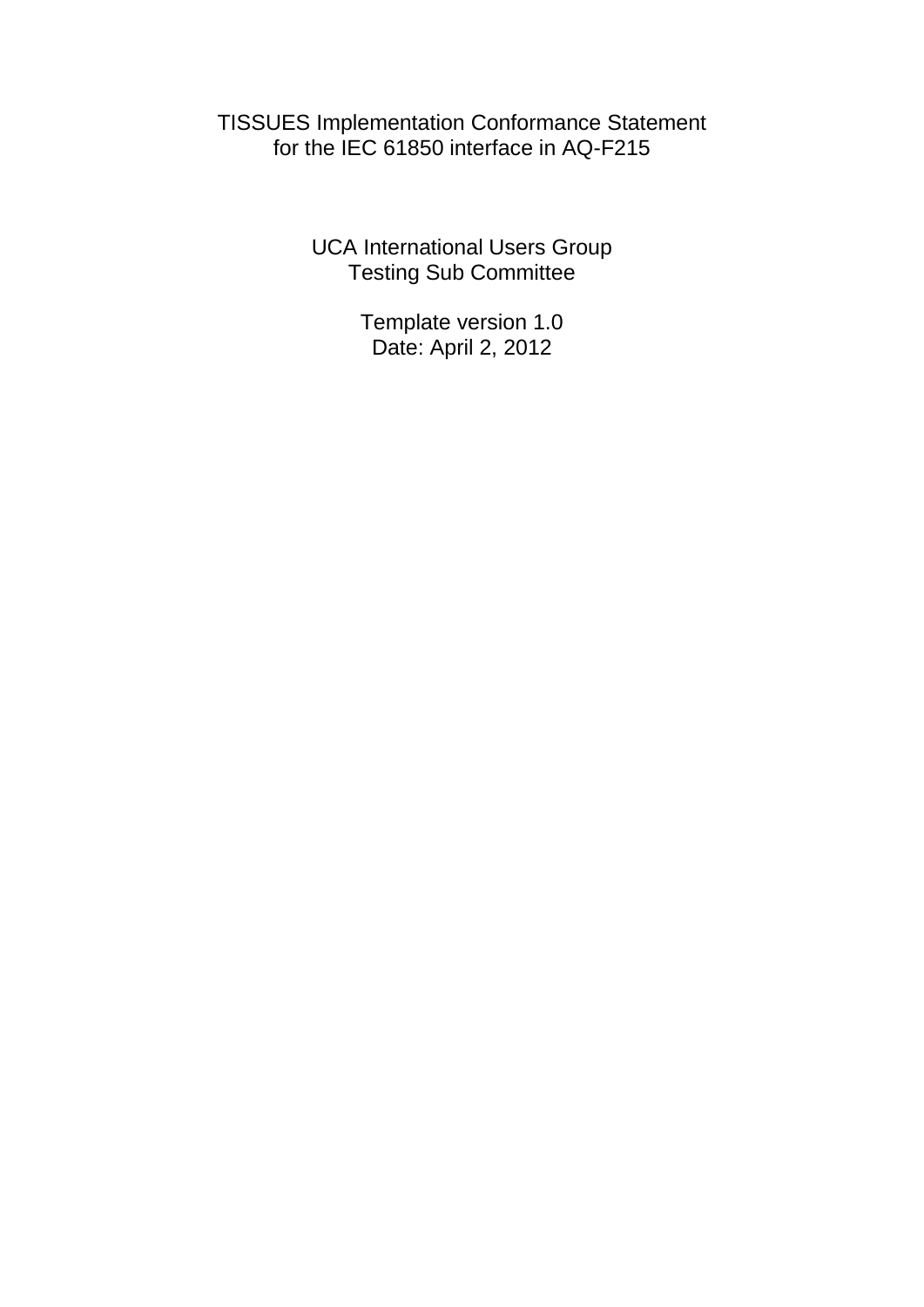# TISSUES Implementation Conformance Statement for the IEC 61850 interface in AQ-F215

UCA International Users Group
Testing Sub Committee

Template version 1.0
Date: April 2, 2012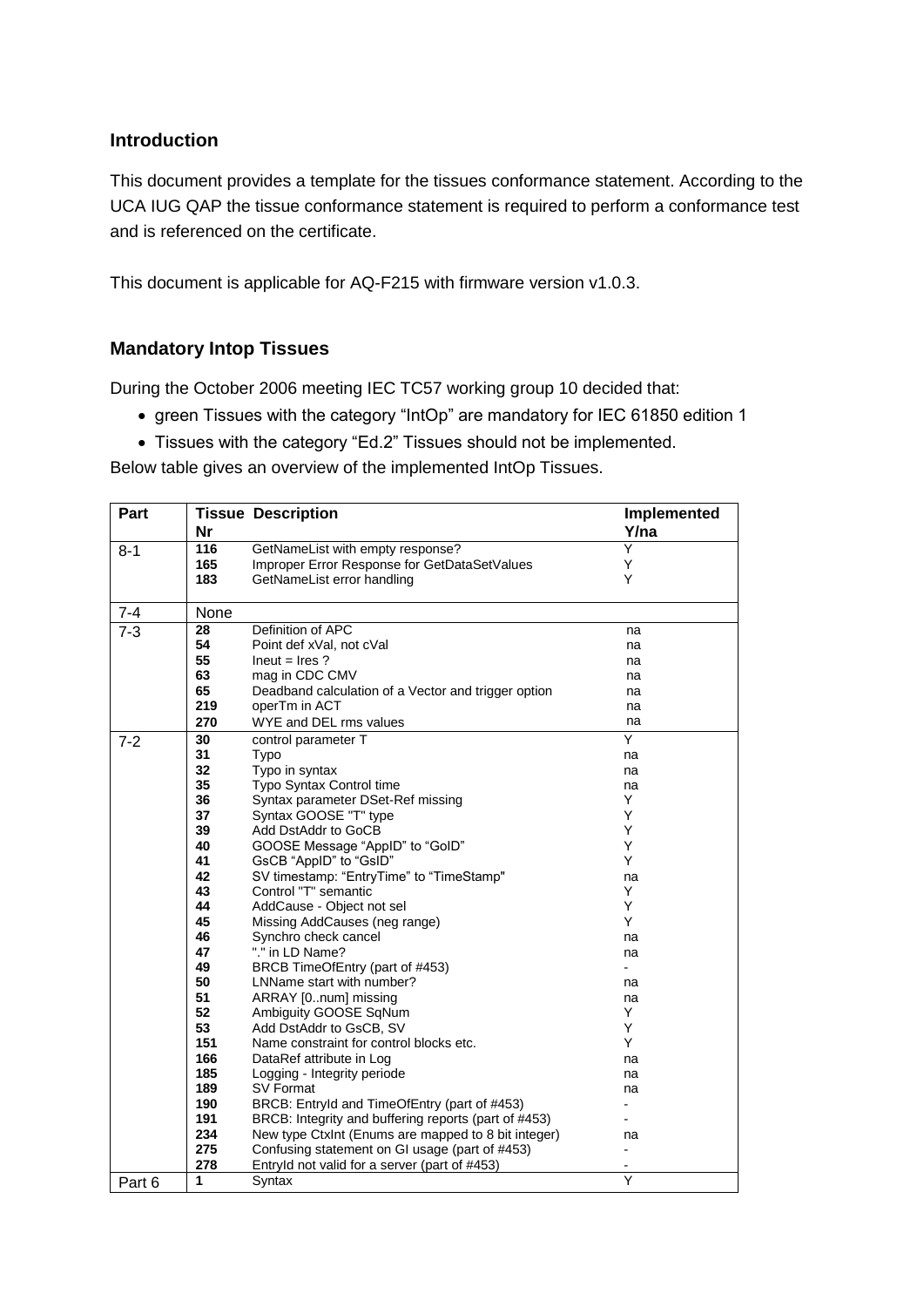## Introduction

This document provides a template for the tissues conformance statement. According to the UCA IUG QAP the tissue conformance statement is required to perform a conformance test and is referenced on the certificate.

This document is applicable for AQ-F215 with firmware version v1.0.3.

## Mandatory Intop Tissues

During the October 2006 meeting IEC TC57 working group 10 decided that:

- green Tissues with the category "IntOp" are mandatory for IEC 61850 edition 1
- Tissues with the category "Ed.2" Tissues should not be implemented.

Below table gives an overview of the implemented IntOp Tissues.

| Part | Tissue Nr | Description | Implemented Y/na |
|---|---|---|---|
| 8-1 | **116** | GetNameList with empty response? | Y |
| | **165** | Improper Error Response for GetDataSetValues | Y |
| | **183** | GetNameList error handling | Y |
| 7-4 | None | | |
| 7-3 | **28** | Definition of APC | na |
| | **54** | Point def xVal, not cVal | na |
| | **55** | Ineut = Ires ? | na |
| | **63** | mag in CDC CMV | na |
| | **65** | Deadband calculation of a Vector and trigger option | na |
| | **219** | operTm in ACT | na |
| | **270** | WYE and DEL rms values | na |
| 7-2 | **30** | control parameter T | Y |
| | **31** | Typo | na |
| | **32** | Typo in syntax | na |
| | **35** | Typo Syntax Control time | na |
| | **36** | Syntax parameter DSet-Ref missing | Y |
| | **37** | Syntax GOOSE "T" type | Y |
| | **39** | Add DstAddr to GoCB | Y |
| | **40** | GOOSE Message "AppID" to "GoID" | Y |
| | **41** | GsCB "AppID" to "GsID" | Y |
| | **42** | SV timestamp: "EntryTime" to "TimeStamp" | na |
| | **43** | Control "T" semantic | Y |
| | **44** | AddCause - Object not sel | Y |
| | **45** | Missing AddCauses (neg range) | Y |
| | **46** | Synchro check cancel | na |
| | **47** | "." in LD Name? | na |
| | **49** | BRCB TimeOfEntry (part of #453) | - |
| | **50** | LNName start with number? | na |
| | **51** | ARRAY [0..num] missing | na |
| | **52** | Ambiguity GOOSE SqNum | Y |
| | **53** | Add DstAddr to GsCB, SV | Y |
| | **151** | Name constraint for control blocks etc. | Y |
| | **166** | DataRef attribute in Log | na |
| | **185** | Logging - Integrity periode | na |
| | **189** | SV Format | na |
| | **190** | BRCB: EntryId and TimeOfEntry (part of #453) | - |
| | **191** | BRCB: Integrity and buffering reports (part of #453) | - |
| | **234** | New type CtxInt (Enums are mapped to 8 bit integer) | na |
| | **275** | Confusing statement on GI usage (part of #453) | - |
| | **278** | EntryId not valid for a server (part of #453) | - |
| Part 6 | **1** | Syntax | Y |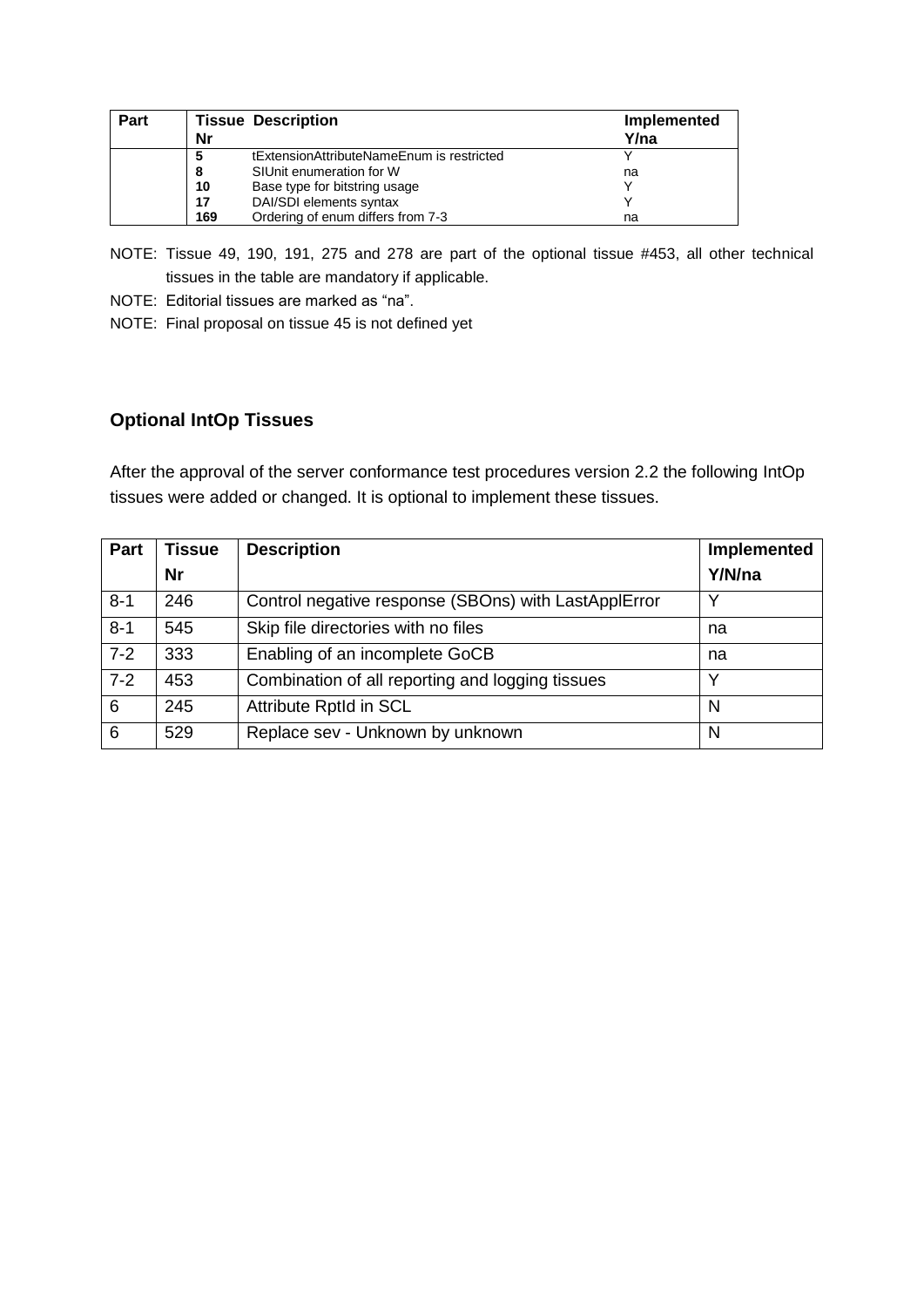| Part | Tissue Nr | Description | Implemented Y/na |
|---|---|---|---|
| | 5 | tExtensionAttributeNameEnum is restricted | Y |
| | 8 | SIUnit enumeration for W | na |
| | 10 | Base type for bitstring usage | Y |
| | 17 | DAI/SDI elements syntax | Y |
| | 169 | Ordering of enum differs from 7-3 | na |

NOTE: Tissue 49, 190, 191, 275 and 278 are part of the optional tissue #453, all other technical tissues in the table are mandatory if applicable.

NOTE: Editorial tissues are marked as "na".

NOTE: Final proposal on tissue 45 is not defined yet

## Optional IntOp Tissues

After the approval of the server conformance test procedures version 2.2 the following IntOp tissues were added or changed. It is optional to implement these tissues.

| Part | Tissue Nr | Description | Implemented Y/N/na |
|---|---|---|---|
| 8-1 | 246 | Control negative response (SBOns) with LastApplError | Y |
| 8-1 | 545 | Skip file directories with no files | na |
| 7-2 | 333 | Enabling of an incomplete GoCB | na |
| 7-2 | 453 | Combination of all reporting and logging tissues | Y |
| 6 | 245 | Attribute RptId in SCL | N |
| 6 | 529 | Replace sev - Unknown by unknown | N |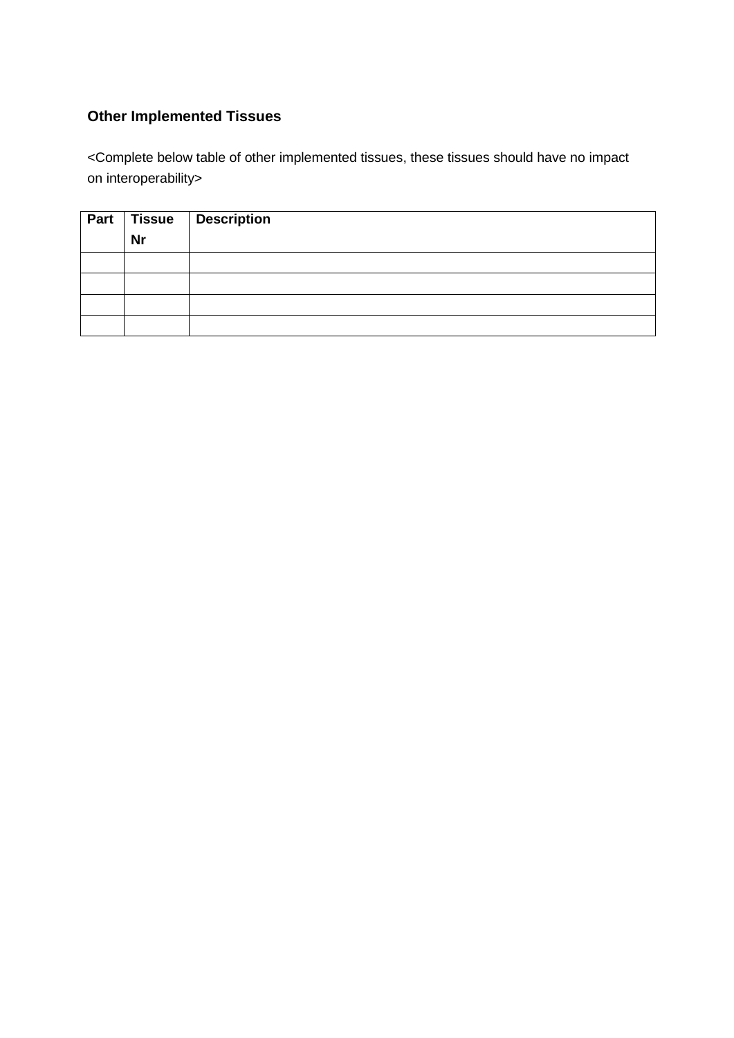**Other Implemented Tissues**

<Complete below table of other implemented tissues, these tissues should have no impact on interoperability>

| Part | Tissue Nr | Description |
|---|---|---|
| | | |
| | | |
| | | |
| | | |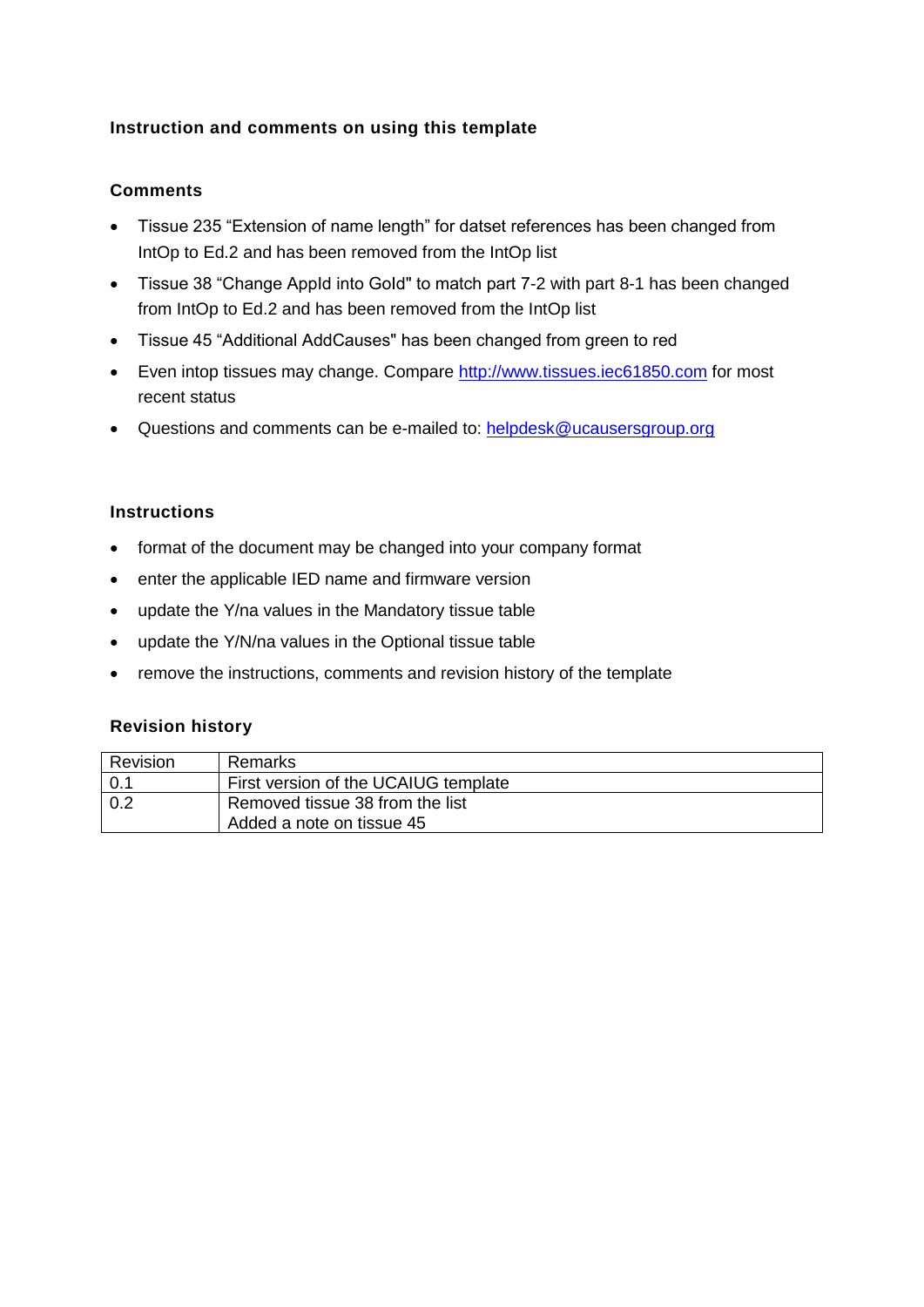### Instruction and comments on using this template

#### Comments

- Tissue 235 “Extension of name length” for datset references has been changed from IntOp to Ed.2 and has been removed from the IntOp list
- Tissue 38 “Change AppId into GoId" to match part 7-2 with part 8-1 has been changed from IntOp to Ed.2 and has been removed from the IntOp list
- Tissue 45 “Additional AddCauses" has been changed from green to red
- Even intop tissues may change. Compare http://www.tissues.iec61850.com for most recent status
- Questions and comments can be e-mailed to: helpdesk@ucausersgroup.org

#### Instructions

- format of the document may be changed into your company format
- enter the applicable IED name and firmware version
- update the Y/na values in the Mandatory tissue table
- update the Y/N/na values in the Optional tissue table
- remove the instructions, comments and revision history of the template

#### Revision history

| Revision | Remarks |
|---|---|
| 0.1 | First version of the UCAIUG template |
| 0.2 | Removed tissue 38 from the list<br>Added a note on tissue 45 |